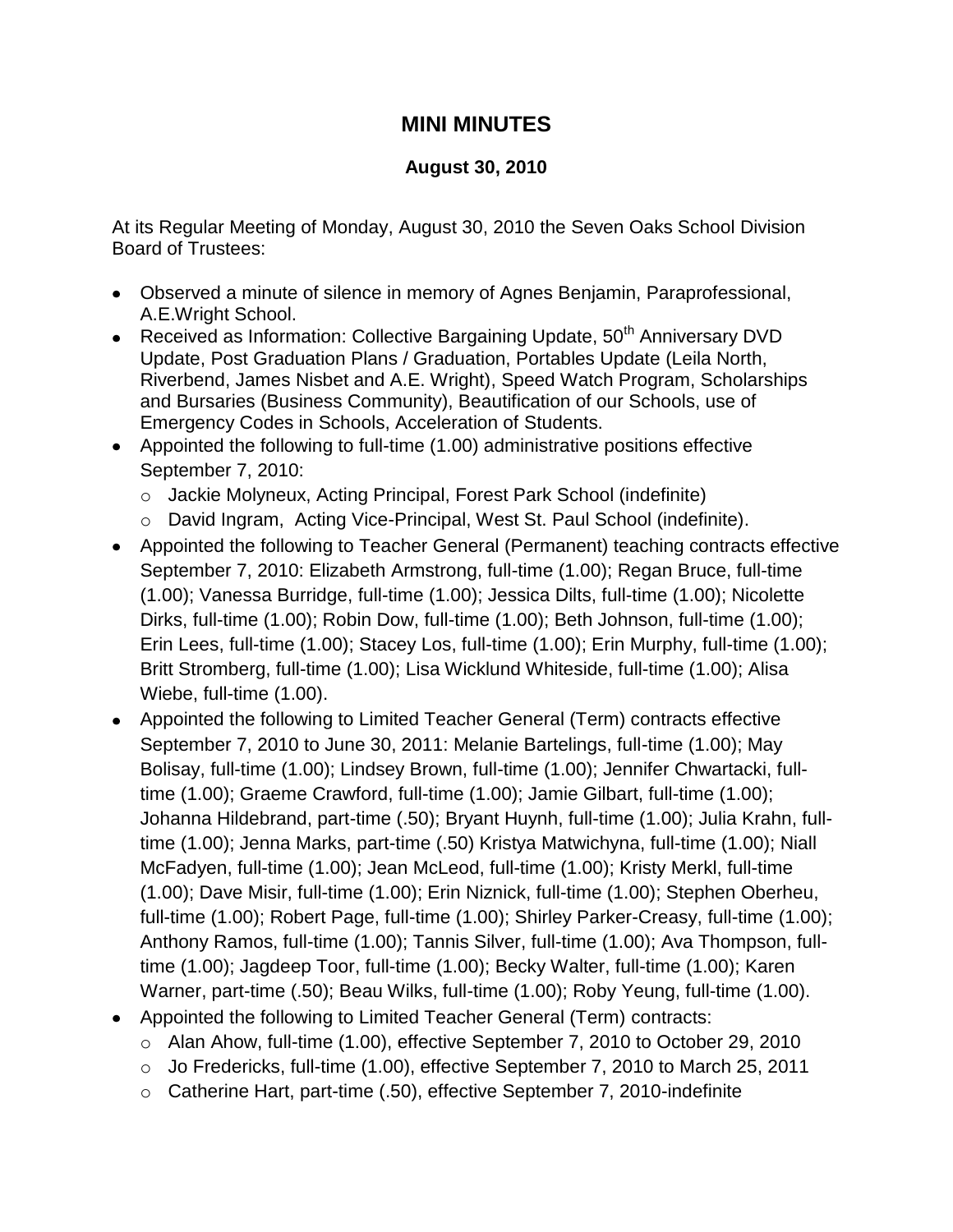# MINI MINUTES

**August 30, 2010**

At its Regular Meeting of Monday, August 30, 2010 the Seven Oaks School Division Board of Trustees:

- Observed a minute of silence in memory of Agnes Benjamin, Paraprofessional, A.E.Wright School.
- Received as Information: Collective Bargaining Update, 50th Anniversary DVD Update, Post Graduation Plans / Graduation, Portables Update (Leila North, Riverbend, James Nisbet and A.E. Wright), Speed Watch Program, Scholarships and Bursaries (Business Community), Beautification of our Schools, use of Emergency Codes in Schools, Acceleration of Students.
- Appointed the following to full-time (1.00) administrative positions effective September 7, 2010:
  - Jackie Molyneux, Acting Principal, Forest Park School (indefinite)
  - David Ingram, Acting Vice-Principal, West St. Paul School (indefinite).
- Appointed the following to Teacher General (Permanent) teaching contracts effective September 7, 2010: Elizabeth Armstrong, full-time (1.00); Regan Bruce, full-time (1.00); Vanessa Burridge, full-time (1.00); Jessica Dilts, full-time (1.00); Nicolette Dirks, full-time (1.00); Robin Dow, full-time (1.00); Beth Johnson, full-time (1.00); Erin Lees, full-time (1.00); Stacey Los, full-time (1.00); Erin Murphy, full-time (1.00); Britt Stromberg, full-time (1.00); Lisa Wicklund Whiteside, full-time (1.00); Alisa Wiebe, full-time (1.00).
- Appointed the following to Limited Teacher General (Term) contracts effective September 7, 2010 to June 30, 2011: Melanie Bartelings, full-time (1.00); May Bolisay, full-time (1.00); Lindsey Brown, full-time (1.00); Jennifer Chwartacki, full-time (1.00); Graeme Crawford, full-time (1.00); Jamie Gilbart, full-time (1.00); Johanna Hildebrand, part-time (.50); Bryant Huynh, full-time (1.00); Julia Krahn, full-time (1.00); Jenna Marks, part-time (.50) Kristya Matwichyna, full-time (1.00); Niall McFadyen, full-time (1.00); Jean McLeod, full-time (1.00); Kristy Merkl, full-time (1.00); Dave Misir, full-time (1.00); Erin Niznick, full-time (1.00); Stephen Oberheu, full-time (1.00); Robert Page, full-time (1.00); Shirley Parker-Creasy, full-time (1.00); Anthony Ramos, full-time (1.00); Tannis Silver, full-time (1.00); Ava Thompson, full-time (1.00); Jagdeep Toor, full-time (1.00); Becky Walter, full-time (1.00); Karen Warner, part-time (.50); Beau Wilks, full-time (1.00); Roby Yeung, full-time (1.00).
- Appointed the following to Limited Teacher General (Term) contracts:
  - Alan Ahow, full-time (1.00), effective September 7, 2010 to October 29, 2010
  - Jo Fredericks, full-time (1.00), effective September 7, 2010 to March 25, 2011
  - Catherine Hart, part-time (.50), effective September 7, 2010-indefinite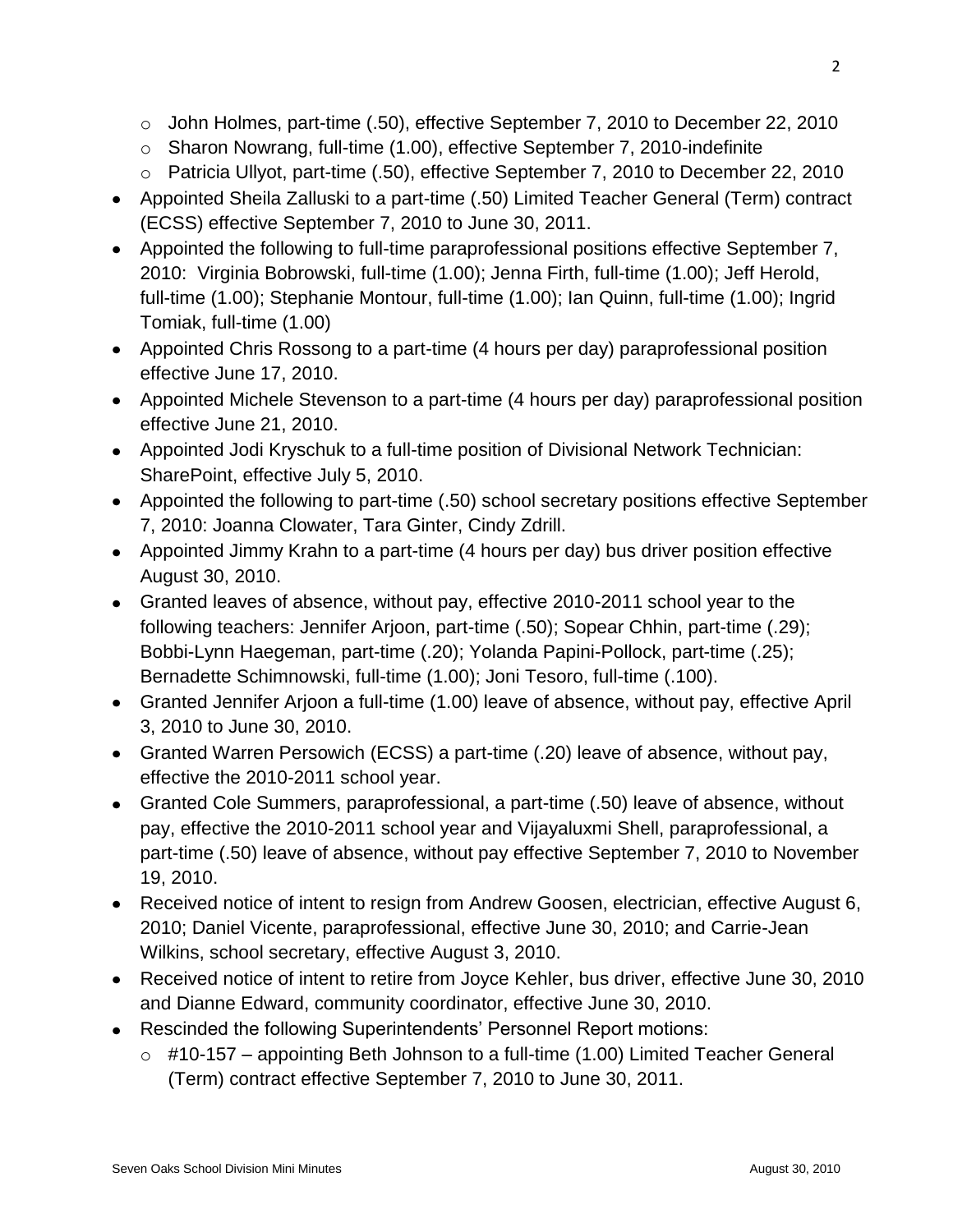- John Holmes, part-time (.50), effective September 7, 2010 to December 22, 2010
    - Sharon Nowrang, full-time (1.00), effective September 7, 2010-indefinite
    - Patricia Ullyot, part-time (.50), effective September 7, 2010 to December 22, 2010
- Appointed Sheila Zalluski to a part-time (.50) Limited Teacher General (Term) contract (ECSS) effective September 7, 2010 to June 30, 2011.
- Appointed the following to full-time paraprofessional positions effective September 7, 2010: Virginia Bobrowski, full-time (1.00); Jenna Firth, full-time (1.00); Jeff Herold, full-time (1.00); Stephanie Montour, full-time (1.00); Ian Quinn, full-time (1.00); Ingrid Tomiak, full-time (1.00)
- Appointed Chris Rossong to a part-time (4 hours per day) paraprofessional position effective June 17, 2010.
- Appointed Michele Stevenson to a part-time (4 hours per day) paraprofessional position effective June 21, 2010.
- Appointed Jodi Kryschuk to a full-time position of Divisional Network Technician: SharePoint, effective July 5, 2010.
- Appointed the following to part-time (.50) school secretary positions effective September 7, 2010: Joanna Clowater, Tara Ginter, Cindy Zdrill.
- Appointed Jimmy Krahn to a part-time (4 hours per day) bus driver position effective August 30, 2010.
- Granted leaves of absence, without pay, effective 2010-2011 school year to the following teachers: Jennifer Arjoon, part-time (.50); Sopear Chhin, part-time (.29); Bobbi-Lynn Haegeman, part-time (.20); Yolanda Papini-Pollock, part-time (.25); Bernadette Schimnowski, full-time (1.00); Joni Tesoro, full-time (.100).
- Granted Jennifer Arjoon a full-time (1.00) leave of absence, without pay, effective April 3, 2010 to June 30, 2010.
- Granted Warren Persowich (ECSS) a part-time (.20) leave of absence, without pay, effective the 2010-2011 school year.
- Granted Cole Summers, paraprofessional, a part-time (.50) leave of absence, without pay, effective the 2010-2011 school year and Vijayaluxmi Shell, paraprofessional, a part-time (.50) leave of absence, without pay effective September 7, 2010 to November 19, 2010.
- Received notice of intent to resign from Andrew Goosen, electrician, effective August 6, 2010; Daniel Vicente, paraprofessional, effective June 30, 2010; and Carrie-Jean Wilkins, school secretary, effective August 3, 2010.
- Received notice of intent to retire from Joyce Kehler, bus driver, effective June 30, 2010 and Dianne Edward, community coordinator, effective June 30, 2010.
- Rescinded the following Superintendents' Personnel Report motions:
    - #10-157 – appointing Beth Johnson to a full-time (1.00) Limited Teacher General (Term) contract effective September 7, 2010 to June 30, 2011.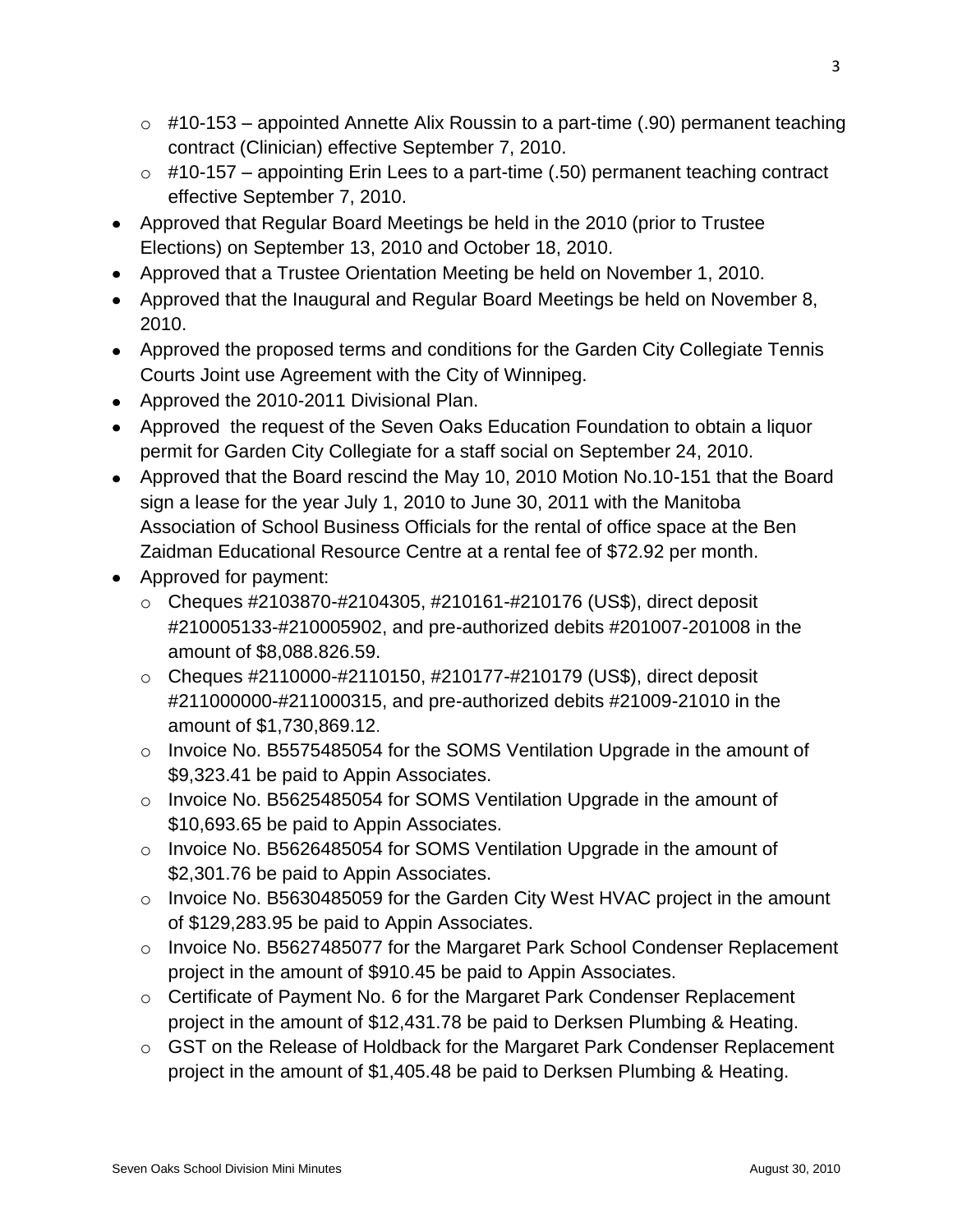- #10-153 – appointed Annette Alix Roussin to a part-time (.90) permanent teaching contract (Clinician) effective September 7, 2010.
  - #10-157 – appointing Erin Lees to a part-time (.50) permanent teaching contract effective September 7, 2010.
- Approved that Regular Board Meetings be held in the 2010 (prior to Trustee Elections) on September 13, 2010 and October 18, 2010.
- Approved that a Trustee Orientation Meeting be held on November 1, 2010.
- Approved that the Inaugural and Regular Board Meetings be held on November 8, 2010.
- Approved the proposed terms and conditions for the Garden City Collegiate Tennis Courts Joint use Agreement with the City of Winnipeg.
- Approved the 2010-2011 Divisional Plan.
- Approved the request of the Seven Oaks Education Foundation to obtain a liquor permit for Garden City Collegiate for a staff social on September 24, 2010.
- Approved that the Board rescind the May 10, 2010 Motion No.10-151 that the Board sign a lease for the year July 1, 2010 to June 30, 2011 with the Manitoba Association of School Business Officials for the rental of office space at the Ben Zaidman Educational Resource Centre at a rental fee of $72.92 per month.
- Approved for payment:
  - Cheques #2103870-#2104305, #210161-#210176 (US$), direct deposit #210005133-#210005902, and pre-authorized debits #201007-201008 in the amount of $8,088.826.59.
  - Cheques #2110000-#2110150, #210177-#210179 (US$), direct deposit #211000000-#211000315, and pre-authorized debits #21009-21010 in the amount of $1,730,869.12.
  - Invoice No. B5575485054 for the SOMS Ventilation Upgrade in the amount of $9,323.41 be paid to Appin Associates.
  - Invoice No. B5625485054 for SOMS Ventilation Upgrade in the amount of $10,693.65 be paid to Appin Associates.
  - Invoice No. B5626485054 for SOMS Ventilation Upgrade in the amount of $2,301.76 be paid to Appin Associates.
  - Invoice No. B5630485059 for the Garden City West HVAC project in the amount of $129,283.95 be paid to Appin Associates.
  - Invoice No. B5627485077 for the Margaret Park School Condenser Replacement project in the amount of $910.45 be paid to Appin Associates.
  - Certificate of Payment No. 6 for the Margaret Park Condenser Replacement project in the amount of $12,431.78 be paid to Derksen Plumbing & Heating.
  - GST on the Release of Holdback for the Margaret Park Condenser Replacement project in the amount of $1,405.48 be paid to Derksen Plumbing & Heating.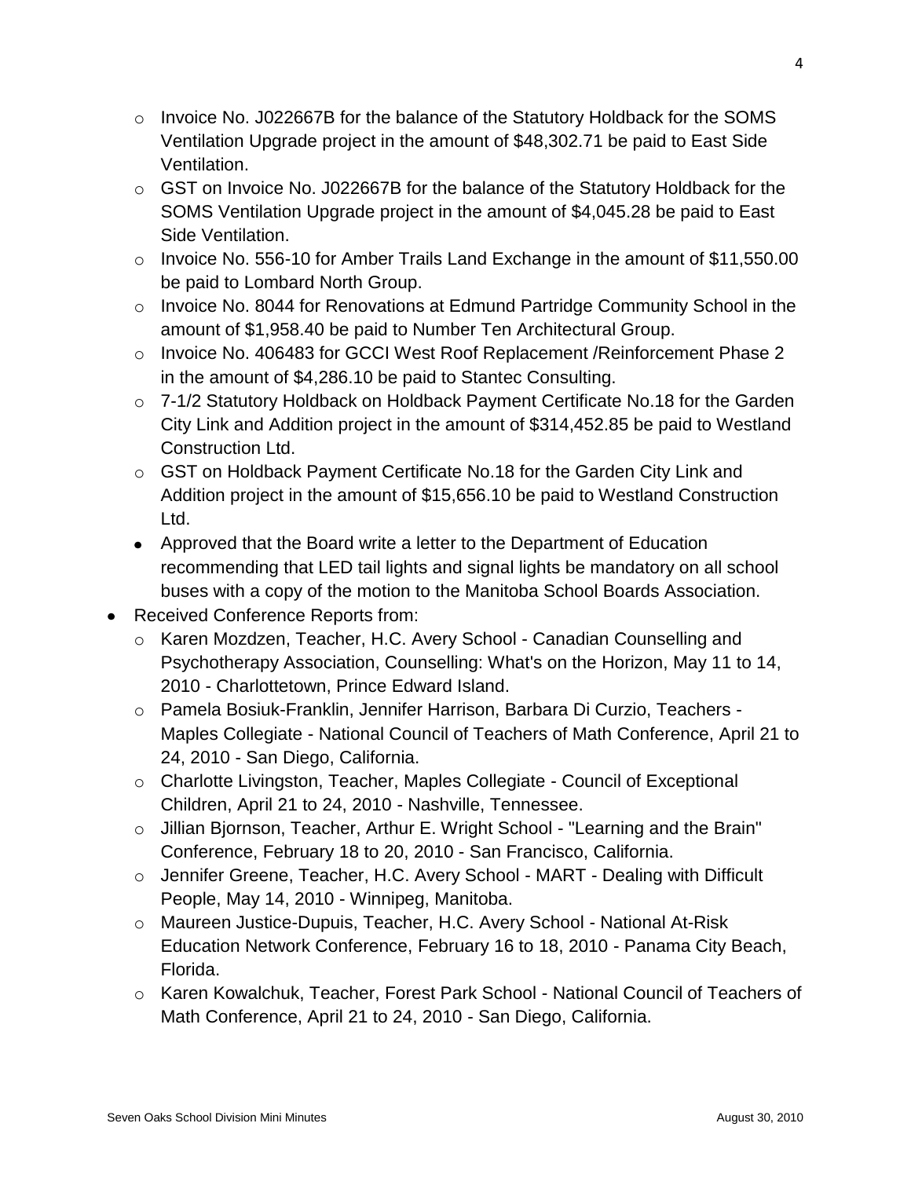- Invoice No. J022667B for the balance of the Statutory Holdback for the SOMS Ventilation Upgrade project in the amount of $48,302.71 be paid to East Side Ventilation.
  - GST on Invoice No. J022667B for the balance of the Statutory Holdback for the SOMS Ventilation Upgrade project in the amount of $4,045.28 be paid to East Side Ventilation.
  - Invoice No. 556-10 for Amber Trails Land Exchange in the amount of $11,550.00 be paid to Lombard North Group.
  - Invoice No. 8044 for Renovations at Edmund Partridge Community School in the amount of $1,958.40 be paid to Number Ten Architectural Group.
  - Invoice No. 406483 for GCCI West Roof Replacement /Reinforcement Phase 2 in the amount of $4,286.10 be paid to Stantec Consulting.
  - 7-1/2 Statutory Holdback on Holdback Payment Certificate No.18 for the Garden City Link and Addition project in the amount of $314,452.85 be paid to Westland Construction Ltd.
  - GST on Holdback Payment Certificate No.18 for the Garden City Link and Addition project in the amount of $15,656.10 be paid to Westland Construction Ltd.
  - Approved that the Board write a letter to the Department of Education recommending that LED tail lights and signal lights be mandatory on all school buses with a copy of the motion to the Manitoba School Boards Association.
- Received Conference Reports from:
  - Karen Mozdzen, Teacher, H.C. Avery School - Canadian Counselling and Psychotherapy Association, Counselling: What's on the Horizon, May 11 to 14, 2010 - Charlottetown, Prince Edward Island.
  - Pamela Bosiuk-Franklin, Jennifer Harrison, Barbara Di Curzio, Teachers - Maples Collegiate - National Council of Teachers of Math Conference, April 21 to 24, 2010 - San Diego, California.
  - Charlotte Livingston, Teacher, Maples Collegiate - Council of Exceptional Children, April 21 to 24, 2010 - Nashville, Tennessee.
  - Jillian Bjornson, Teacher, Arthur E. Wright School - "Learning and the Brain" Conference, February 18 to 20, 2010 - San Francisco, California.
  - Jennifer Greene, Teacher, H.C. Avery School - MART - Dealing with Difficult People, May 14, 2010 - Winnipeg, Manitoba.
  - Maureen Justice-Dupuis, Teacher, H.C. Avery School - National At-Risk Education Network Conference, February 16 to 18, 2010 - Panama City Beach, Florida.
  - Karen Kowalchuk, Teacher, Forest Park School - National Council of Teachers of Math Conference, April 21 to 24, 2010 - San Diego, California.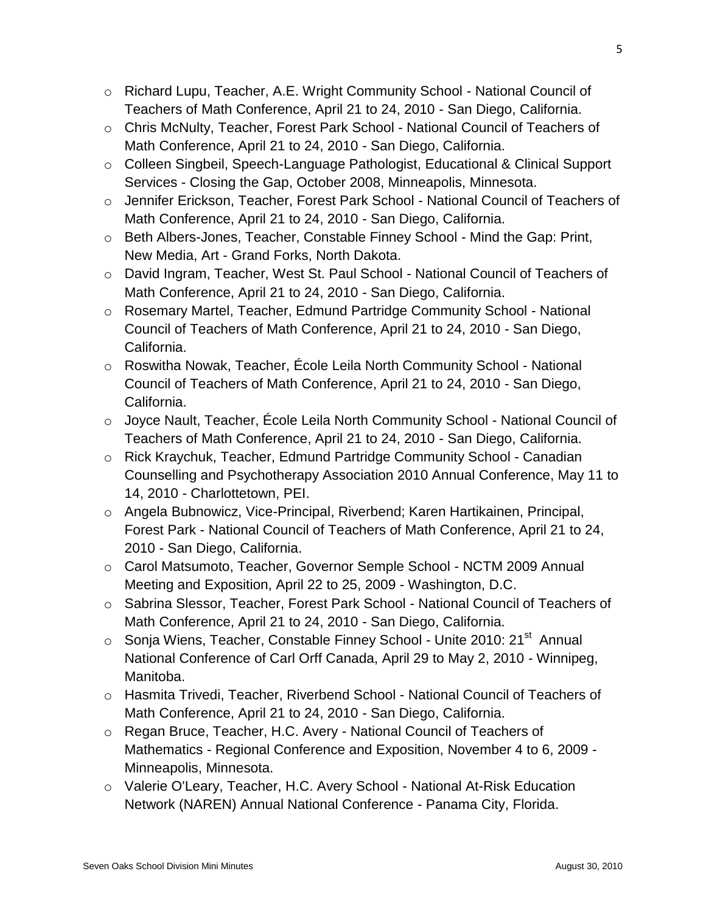- Richard Lupu, Teacher, A.E. Wright Community School - National Council of Teachers of Math Conference, April 21 to 24, 2010 - San Diego, California.
- Chris McNulty, Teacher, Forest Park School - National Council of Teachers of Math Conference, April 21 to 24, 2010 - San Diego, California.
- Colleen Singbeil, Speech-Language Pathologist, Educational & Clinical Support Services - Closing the Gap, October 2008, Minneapolis, Minnesota.
- Jennifer Erickson, Teacher, Forest Park School - National Council of Teachers of Math Conference, April 21 to 24, 2010 - San Diego, California.
- Beth Albers-Jones, Teacher, Constable Finney School - Mind the Gap: Print, New Media, Art - Grand Forks, North Dakota.
- David Ingram, Teacher, West St. Paul School - National Council of Teachers of Math Conference, April 21 to 24, 2010 - San Diego, California.
- Rosemary Martel, Teacher, Edmund Partridge Community School - National Council of Teachers of Math Conference, April 21 to 24, 2010 - San Diego, California.
- Roswitha Nowak, Teacher, École Leila North Community School - National Council of Teachers of Math Conference, April 21 to 24, 2010 - San Diego, California.
- Joyce Nault, Teacher, École Leila North Community School - National Council of Teachers of Math Conference, April 21 to 24, 2010 - San Diego, California.
- Rick Kraychuk, Teacher, Edmund Partridge Community School - Canadian Counselling and Psychotherapy Association 2010 Annual Conference, May 11 to 14, 2010 - Charlottetown, PEI.
- Angela Bubnowicz, Vice-Principal, Riverbend; Karen Hartikainen, Principal, Forest Park - National Council of Teachers of Math Conference, April 21 to 24, 2010 - San Diego, California.
- Carol Matsumoto, Teacher, Governor Semple School - NCTM 2009 Annual Meeting and Exposition, April 22 to 25, 2009 - Washington, D.C.
- Sabrina Slessor, Teacher, Forest Park School - National Council of Teachers of Math Conference, April 21 to 24, 2010 - San Diego, California.
- Sonja Wiens, Teacher, Constable Finney School - Unite 2010: 21st Annual National Conference of Carl Orff Canada, April 29 to May 2, 2010 - Winnipeg, Manitoba.
- Hasmita Trivedi, Teacher, Riverbend School - National Council of Teachers of Math Conference, April 21 to 24, 2010 - San Diego, California.
- Regan Bruce, Teacher, H.C. Avery - National Council of Teachers of Mathematics - Regional Conference and Exposition, November 4 to 6, 2009 - Minneapolis, Minnesota.
- Valerie O'Leary, Teacher, H.C. Avery School - National At-Risk Education Network (NAREN) Annual National Conference - Panama City, Florida.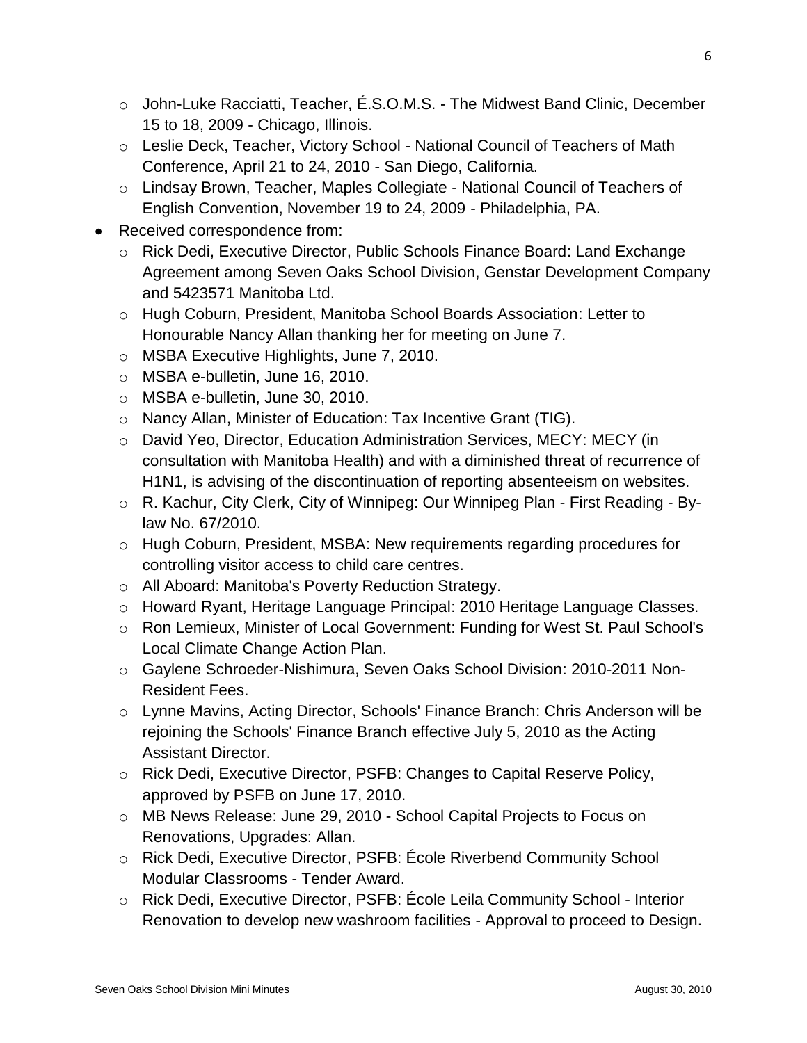- John-Luke Racciatti, Teacher, É.S.O.M.S. - The Midwest Band Clinic, December 15 to 18, 2009 - Chicago, Illinois.
  - Leslie Deck, Teacher, Victory School - National Council of Teachers of Math Conference, April 21 to 24, 2010 - San Diego, California.
  - Lindsay Brown, Teacher, Maples Collegiate - National Council of Teachers of English Convention, November 19 to 24, 2009 - Philadelphia, PA.
- Received correspondence from:
  - Rick Dedi, Executive Director, Public Schools Finance Board: Land Exchange Agreement among Seven Oaks School Division, Genstar Development Company and 5423571 Manitoba Ltd.
  - Hugh Coburn, President, Manitoba School Boards Association: Letter to Honourable Nancy Allan thanking her for meeting on June 7.
  - MSBA Executive Highlights, June 7, 2010.
  - MSBA e-bulletin, June 16, 2010.
  - MSBA e-bulletin, June 30, 2010.
  - Nancy Allan, Minister of Education: Tax Incentive Grant (TIG).
  - David Yeo, Director, Education Administration Services, MECY: MECY (in consultation with Manitoba Health) and with a diminished threat of recurrence of H1N1, is advising of the discontinuation of reporting absenteeism on websites.
  - R. Kachur, City Clerk, City of Winnipeg: Our Winnipeg Plan - First Reading - By-law No. 67/2010.
  - Hugh Coburn, President, MSBA: New requirements regarding procedures for controlling visitor access to child care centres.
  - All Aboard: Manitoba's Poverty Reduction Strategy.
  - Howard Ryant, Heritage Language Principal: 2010 Heritage Language Classes.
  - Ron Lemieux, Minister of Local Government: Funding for West St. Paul School's Local Climate Change Action Plan.
  - Gaylene Schroeder-Nishimura, Seven Oaks School Division: 2010-2011 Non-Resident Fees.
  - Lynne Mavins, Acting Director, Schools' Finance Branch: Chris Anderson will be rejoining the Schools' Finance Branch effective July 5, 2010 as the Acting Assistant Director.
  - Rick Dedi, Executive Director, PSFB: Changes to Capital Reserve Policy, approved by PSFB on June 17, 2010.
  - MB News Release: June 29, 2010 - School Capital Projects to Focus on Renovations, Upgrades: Allan.
  - Rick Dedi, Executive Director, PSFB: École Riverbend Community School Modular Classrooms - Tender Award.
  - Rick Dedi, Executive Director, PSFB: École Leila Community School - Interior Renovation to develop new washroom facilities - Approval to proceed to Design.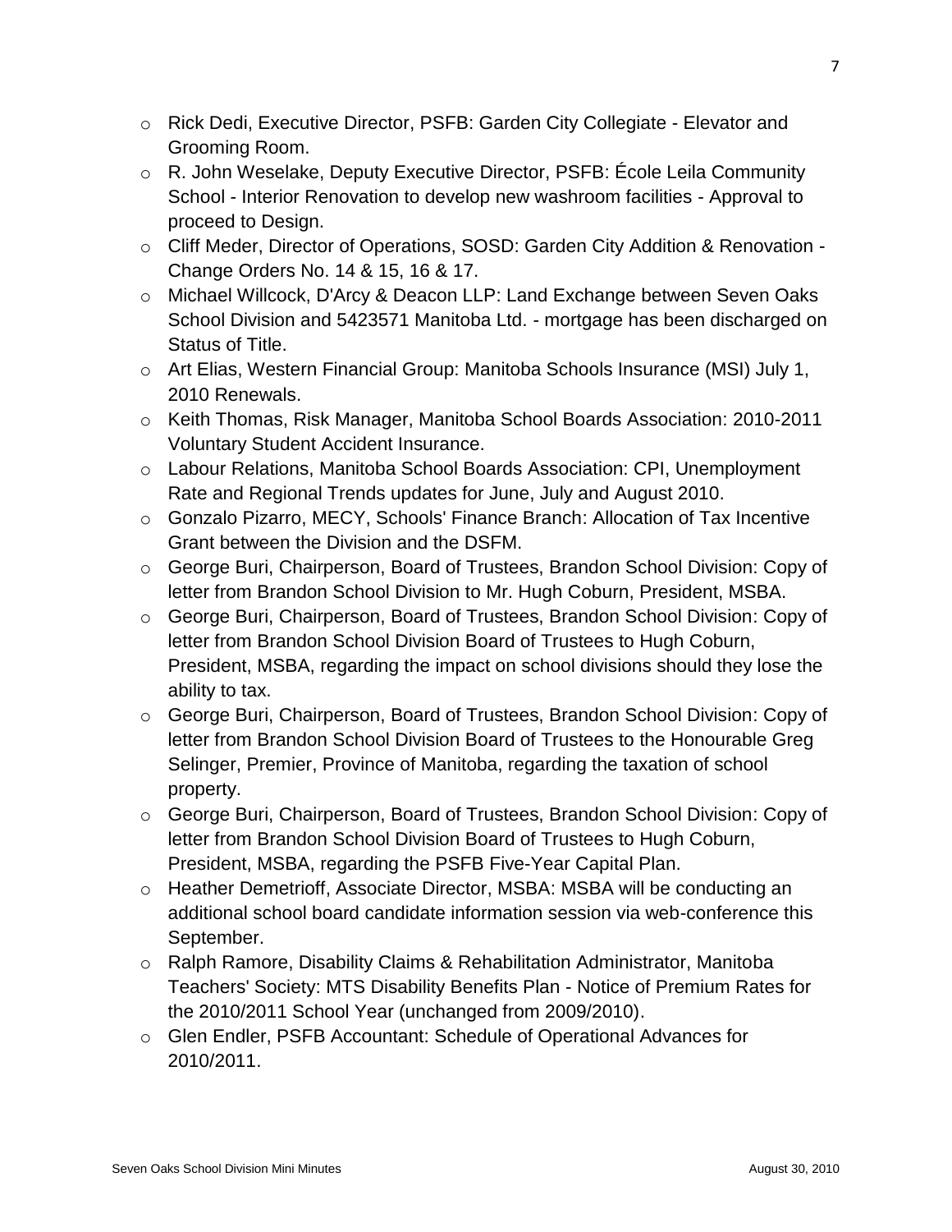- Rick Dedi, Executive Director, PSFB: Garden City Collegiate - Elevator and Grooming Room.
- R. John Weselake, Deputy Executive Director, PSFB: École Leila Community School - Interior Renovation to develop new washroom facilities - Approval to proceed to Design.
- Cliff Meder, Director of Operations, SOSD: Garden City Addition & Renovation - Change Orders No. 14 & 15, 16 & 17.
- Michael Willcock, D'Arcy & Deacon LLP: Land Exchange between Seven Oaks School Division and 5423571 Manitoba Ltd. - mortgage has been discharged on Status of Title.
- Art Elias, Western Financial Group: Manitoba Schools Insurance (MSI) July 1, 2010 Renewals.
- Keith Thomas, Risk Manager, Manitoba School Boards Association: 2010-2011 Voluntary Student Accident Insurance.
- Labour Relations, Manitoba School Boards Association: CPI, Unemployment Rate and Regional Trends updates for June, July and August 2010.
- Gonzalo Pizarro, MECY, Schools' Finance Branch: Allocation of Tax Incentive Grant between the Division and the DSFM.
- George Buri, Chairperson, Board of Trustees, Brandon School Division: Copy of letter from Brandon School Division to Mr. Hugh Coburn, President, MSBA.
- George Buri, Chairperson, Board of Trustees, Brandon School Division: Copy of letter from Brandon School Division Board of Trustees to Hugh Coburn, President, MSBA, regarding the impact on school divisions should they lose the ability to tax.
- George Buri, Chairperson, Board of Trustees, Brandon School Division: Copy of letter from Brandon School Division Board of Trustees to the Honourable Greg Selinger, Premier, Province of Manitoba, regarding the taxation of school property.
- George Buri, Chairperson, Board of Trustees, Brandon School Division: Copy of letter from Brandon School Division Board of Trustees to Hugh Coburn, President, MSBA, regarding the PSFB Five-Year Capital Plan.
- Heather Demetrioff, Associate Director, MSBA: MSBA will be conducting an additional school board candidate information session via web-conference this September.
- Ralph Ramore, Disability Claims & Rehabilitation Administrator, Manitoba Teachers' Society: MTS Disability Benefits Plan - Notice of Premium Rates for the 2010/2011 School Year (unchanged from 2009/2010).
- Glen Endler, PSFB Accountant: Schedule of Operational Advances for 2010/2011.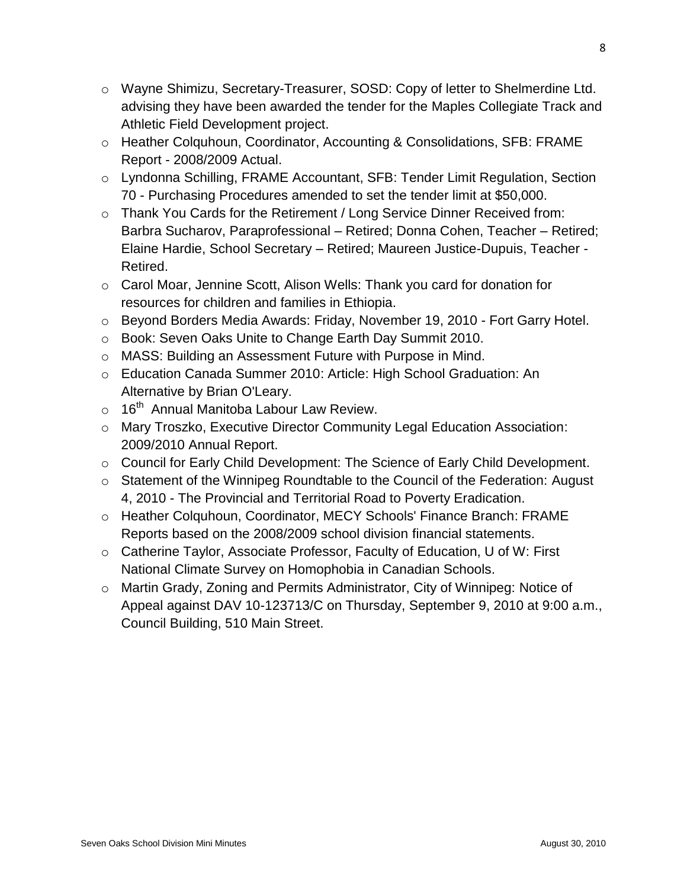- Wayne Shimizu, Secretary-Treasurer, SOSD: Copy of letter to Shelmerdine Ltd. advising they have been awarded the tender for the Maples Collegiate Track and Athletic Field Development project.
- Heather Colquhoun, Coordinator, Accounting & Consolidations, SFB: FRAME Report - 2008/2009 Actual.
- Lyndonna Schilling, FRAME Accountant, SFB: Tender Limit Regulation, Section 70 - Purchasing Procedures amended to set the tender limit at $50,000.
- Thank You Cards for the Retirement / Long Service Dinner Received from: Barbra Sucharov, Paraprofessional – Retired; Donna Cohen, Teacher – Retired; Elaine Hardie, School Secretary – Retired; Maureen Justice-Dupuis, Teacher - Retired.
- Carol Moar, Jennine Scott, Alison Wells: Thank you card for donation for resources for children and families in Ethiopia.
- Beyond Borders Media Awards: Friday, November 19, 2010 - Fort Garry Hotel.
- Book: Seven Oaks Unite to Change Earth Day Summit 2010.
- MASS: Building an Assessment Future with Purpose in Mind.
- Education Canada Summer 2010: Article: High School Graduation: An Alternative by Brian O'Leary.
- 16th Annual Manitoba Labour Law Review.
- Mary Troszko, Executive Director Community Legal Education Association: 2009/2010 Annual Report.
- Council for Early Child Development: The Science of Early Child Development.
- Statement of the Winnipeg Roundtable to the Council of the Federation: August 4, 2010 - The Provincial and Territorial Road to Poverty Eradication.
- Heather Colquhoun, Coordinator, MECY Schools' Finance Branch: FRAME Reports based on the 2008/2009 school division financial statements.
- Catherine Taylor, Associate Professor, Faculty of Education, U of W: First National Climate Survey on Homophobia in Canadian Schools.
- Martin Grady, Zoning and Permits Administrator, City of Winnipeg: Notice of Appeal against DAV 10-123713/C on Thursday, September 9, 2010 at 9:00 a.m., Council Building, 510 Main Street.